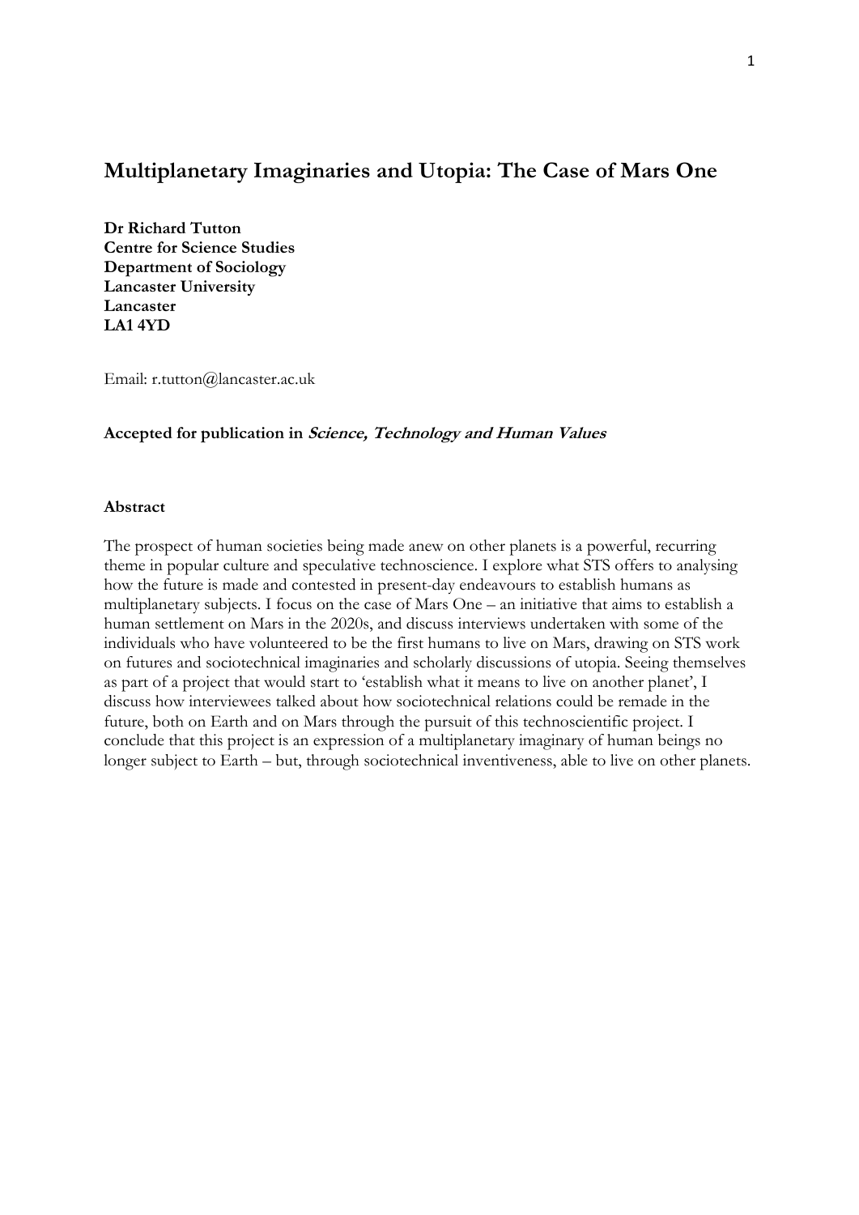# Multiplanetary Imaginaries and Utopia: The Case of Mars One

**Dr Richard Tutton**
**Centre for Science Studies**
**Department of Sociology**
**Lancaster University**
**Lancaster**
**LA1 4YD**

Email: r.tutton@lancaster.ac.uk

**Accepted for publication in *Science, Technology and Human Values***

## Abstract

The prospect of human societies being made anew on other planets is a powerful, recurring theme in popular culture and speculative technoscience. I explore what STS offers to analysing how the future is made and contested in present-day endeavours to establish humans as multiplanetary subjects. I focus on the case of Mars One – an initiative that aims to establish a human settlement on Mars in the 2020s, and discuss interviews undertaken with some of the individuals who have volunteered to be the first humans to live on Mars, drawing on STS work on futures and sociotechnical imaginaries and scholarly discussions of utopia. Seeing themselves as part of a project that would start to 'establish what it means to live on another planet', I discuss how interviewees talked about how sociotechnical relations could be remade in the future, both on Earth and on Mars through the pursuit of this technoscientific project. I conclude that this project is an expression of a multiplanetary imaginary of human beings no longer subject to Earth – but, through sociotechnical inventiveness, able to live on other planets.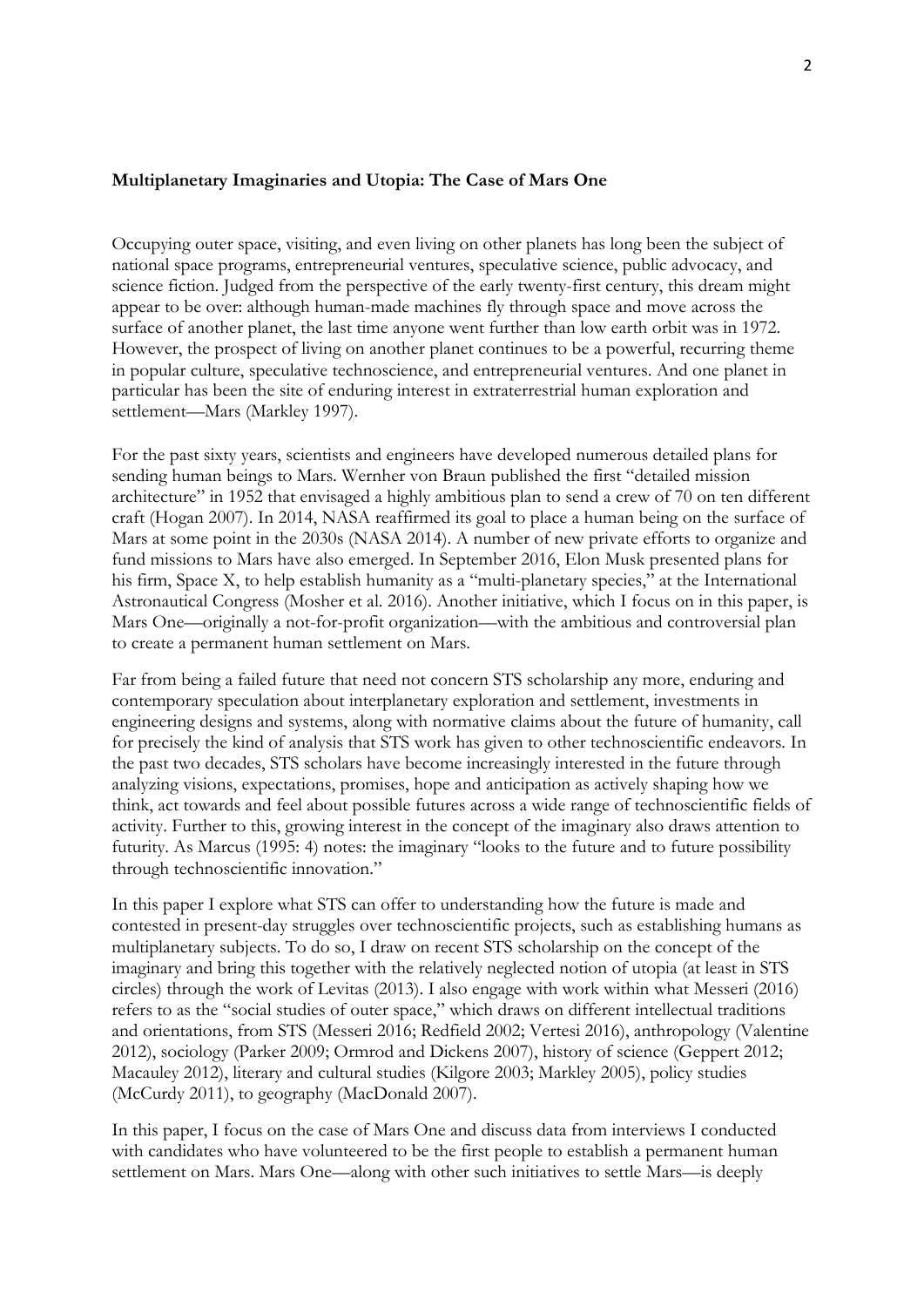**Multiplanetary Imaginaries and Utopia: The Case of Mars One**

Occupying outer space, visiting, and even living on other planets has long been the subject of national space programs, entrepreneurial ventures, speculative science, public advocacy, and science fiction. Judged from the perspective of the early twenty-first century, this dream might appear to be over: although human-made machines fly through space and move across the surface of another planet, the last time anyone went further than low earth orbit was in 1972. However, the prospect of living on another planet continues to be a powerful, recurring theme in popular culture, speculative technoscience, and entrepreneurial ventures. And one planet in particular has been the site of enduring interest in extraterrestrial human exploration and settlement—Mars (Markley 1997).

For the past sixty years, scientists and engineers have developed numerous detailed plans for sending human beings to Mars. Wernher von Braun published the first "detailed mission architecture" in 1952 that envisaged a highly ambitious plan to send a crew of 70 on ten different craft (Hogan 2007). In 2014, NASA reaffirmed its goal to place a human being on the surface of Mars at some point in the 2030s (NASA 2014). A number of new private efforts to organize and fund missions to Mars have also emerged. In September 2016, Elon Musk presented plans for his firm, Space X, to help establish humanity as a "multi-planetary species," at the International Astronautical Congress (Mosher et al. 2016). Another initiative, which I focus on in this paper, is Mars One—originally a not-for-profit organization—with the ambitious and controversial plan to create a permanent human settlement on Mars.

Far from being a failed future that need not concern STS scholarship any more, enduring and contemporary speculation about interplanetary exploration and settlement, investments in engineering designs and systems, along with normative claims about the future of humanity, call for precisely the kind of analysis that STS work has given to other technoscientific endeavors. In the past two decades, STS scholars have become increasingly interested in the future through analyzing visions, expectations, promises, hope and anticipation as actively shaping how we think, act towards and feel about possible futures across a wide range of technoscientific fields of activity. Further to this, growing interest in the concept of the imaginary also draws attention to futurity. As Marcus (1995: 4) notes: the imaginary "looks to the future and to future possibility through technoscientific innovation."

In this paper I explore what STS can offer to understanding how the future is made and contested in present-day struggles over technoscientific projects, such as establishing humans as multiplanetary subjects. To do so, I draw on recent STS scholarship on the concept of the imaginary and bring this together with the relatively neglected notion of utopia (at least in STS circles) through the work of Levitas (2013). I also engage with work within what Messeri (2016) refers to as the "social studies of outer space," which draws on different intellectual traditions and orientations, from STS (Messeri 2016; Redfield 2002; Vertesi 2016), anthropology (Valentine 2012), sociology (Parker 2009; Ormrod and Dickens 2007), history of science (Geppert 2012; Macauley 2012), literary and cultural studies (Kilgore 2003; Markley 2005), policy studies (McCurdy 2011), to geography (MacDonald 2007).

In this paper, I focus on the case of Mars One and discuss data from interviews I conducted with candidates who have volunteered to be the first people to establish a permanent human settlement on Mars. Mars One—along with other such initiatives to settle Mars—is deeply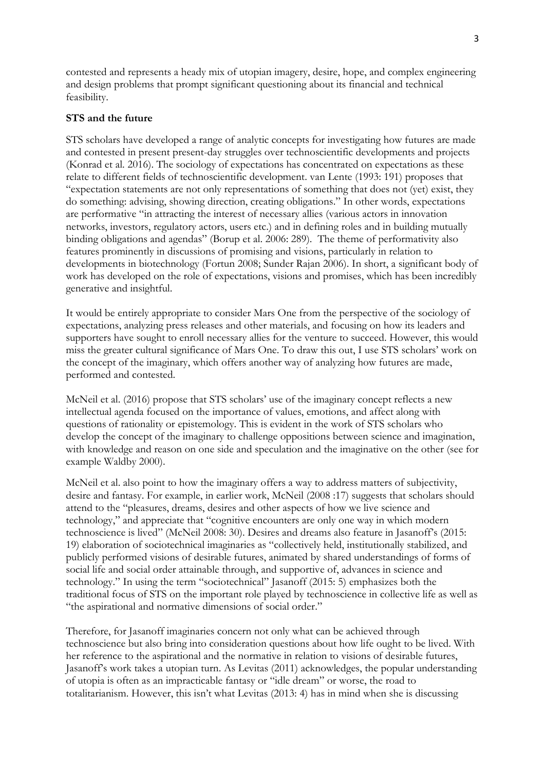contested and represents a heady mix of utopian imagery, desire, hope, and complex engineering and design problems that prompt significant questioning about its financial and technical feasibility.

**STS and the future**

STS scholars have developed a range of analytic concepts for investigating how futures are made and contested in present present-day struggles over technoscientific developments and projects (Konrad et al. 2016). The sociology of expectations has concentrated on expectations as these relate to different fields of technoscientific development. van Lente (1993: 191) proposes that "expectation statements are not only representations of something that does not (yet) exist, they do something: advising, showing direction, creating obligations." In other words, expectations are performative "in attracting the interest of necessary allies (various actors in innovation networks, investors, regulatory actors, users etc.) and in defining roles and in building mutually binding obligations and agendas" (Borup et al. 2006: 289). The theme of performativity also features prominently in discussions of promising and visions, particularly in relation to developments in biotechnology (Fortun 2008; Sunder Rajan 2006). In short, a significant body of work has developed on the role of expectations, visions and promises, which has been incredibly generative and insightful.

It would be entirely appropriate to consider Mars One from the perspective of the sociology of expectations, analyzing press releases and other materials, and focusing on how its leaders and supporters have sought to enroll necessary allies for the venture to succeed. However, this would miss the greater cultural significance of Mars One. To draw this out, I use STS scholars' work on the concept of the imaginary, which offers another way of analyzing how futures are made, performed and contested.

McNeil et al. (2016) propose that STS scholars' use of the imaginary concept reflects a new intellectual agenda focused on the importance of values, emotions, and affect along with questions of rationality or epistemology. This is evident in the work of STS scholars who develop the concept of the imaginary to challenge oppositions between science and imagination, with knowledge and reason on one side and speculation and the imaginative on the other (see for example Waldby 2000).

McNeil et al. also point to how the imaginary offers a way to address matters of subjectivity, desire and fantasy. For example, in earlier work, McNeil (2008 :17) suggests that scholars should attend to the "pleasures, dreams, desires and other aspects of how we live science and technology," and appreciate that "cognitive encounters are only one way in which modern technoscience is lived" (McNeil 2008: 30). Desires and dreams also feature in Jasanoff's (2015: 19) elaboration of sociotechnical imaginaries as "collectively held, institutionally stabilized, and publicly performed visions of desirable futures, animated by shared understandings of forms of social life and social order attainable through, and supportive of, advances in science and technology." In using the term "sociotechnical" Jasanoff (2015: 5) emphasizes both the traditional focus of STS on the important role played by technoscience in collective life as well as "the aspirational and normative dimensions of social order."

Therefore, for Jasanoff imaginaries concern not only what can be achieved through technoscience but also bring into consideration questions about how life ought to be lived. With her reference to the aspirational and the normative in relation to visions of desirable futures, Jasanoff's work takes a utopian turn. As Levitas (2011) acknowledges, the popular understanding of utopia is often as an impracticable fantasy or "idle dream" or worse, the road to totalitarianism. However, this isn't what Levitas (2013: 4) has in mind when she is discussing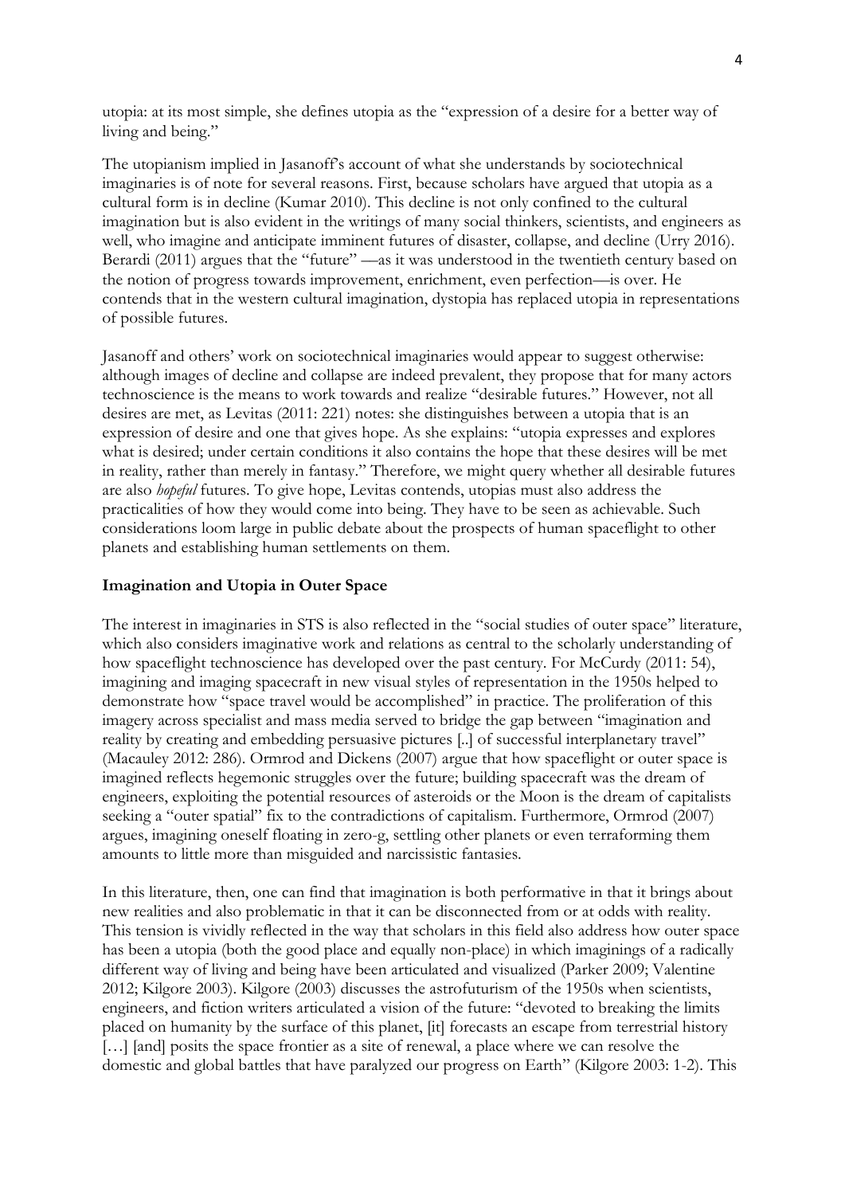utopia: at its most simple, she defines utopia as the "expression of a desire for a better way of living and being."

The utopianism implied in Jasanoff's account of what she understands by sociotechnical imaginaries is of note for several reasons. First, because scholars have argued that utopia as a cultural form is in decline (Kumar 2010). This decline is not only confined to the cultural imagination but is also evident in the writings of many social thinkers, scientists, and engineers as well, who imagine and anticipate imminent futures of disaster, collapse, and decline (Urry 2016). Berardi (2011) argues that the "future" —as it was understood in the twentieth century based on the notion of progress towards improvement, enrichment, even perfection—is over. He contends that in the western cultural imagination, dystopia has replaced utopia in representations of possible futures.

Jasanoff and others' work on sociotechnical imaginaries would appear to suggest otherwise: although images of decline and collapse are indeed prevalent, they propose that for many actors technoscience is the means to work towards and realize "desirable futures." However, not all desires are met, as Levitas (2011: 221) notes: she distinguishes between a utopia that is an expression of desire and one that gives hope. As she explains: "utopia expresses and explores what is desired; under certain conditions it also contains the hope that these desires will be met in reality, rather than merely in fantasy." Therefore, we might query whether all desirable futures are also *hopeful* futures. To give hope, Levitas contends, utopias must also address the practicalities of how they would come into being. They have to be seen as achievable. Such considerations loom large in public debate about the prospects of human spaceflight to other planets and establishing human settlements on them.

**Imagination and Utopia in Outer Space**

The interest in imaginaries in STS is also reflected in the "social studies of outer space" literature, which also considers imaginative work and relations as central to the scholarly understanding of how spaceflight technoscience has developed over the past century. For McCurdy (2011: 54), imagining and imaging spacecraft in new visual styles of representation in the 1950s helped to demonstrate how "space travel would be accomplished" in practice. The proliferation of this imagery across specialist and mass media served to bridge the gap between "imagination and reality by creating and embedding persuasive pictures [..] of successful interplanetary travel" (Macauley 2012: 286). Ormrod and Dickens (2007) argue that how spaceflight or outer space is imagined reflects hegemonic struggles over the future; building spacecraft was the dream of engineers, exploiting the potential resources of asteroids or the Moon is the dream of capitalists seeking a "outer spatial" fix to the contradictions of capitalism. Furthermore, Ormrod (2007) argues, imagining oneself floating in zero-g, settling other planets or even terraforming them amounts to little more than misguided and narcissistic fantasies.

In this literature, then, one can find that imagination is both performative in that it brings about new realities and also problematic in that it can be disconnected from or at odds with reality. This tension is vividly reflected in the way that scholars in this field also address how outer space has been a utopia (both the good place and equally non-place) in which imaginings of a radically different way of living and being have been articulated and visualized (Parker 2009; Valentine 2012; Kilgore 2003). Kilgore (2003) discusses the astrofuturism of the 1950s when scientists, engineers, and fiction writers articulated a vision of the future: "devoted to breaking the limits placed on humanity by the surface of this planet, [it] forecasts an escape from terrestrial history […] [and] posits the space frontier as a site of renewal, a place where we can resolve the domestic and global battles that have paralyzed our progress on Earth" (Kilgore 2003: 1-2). This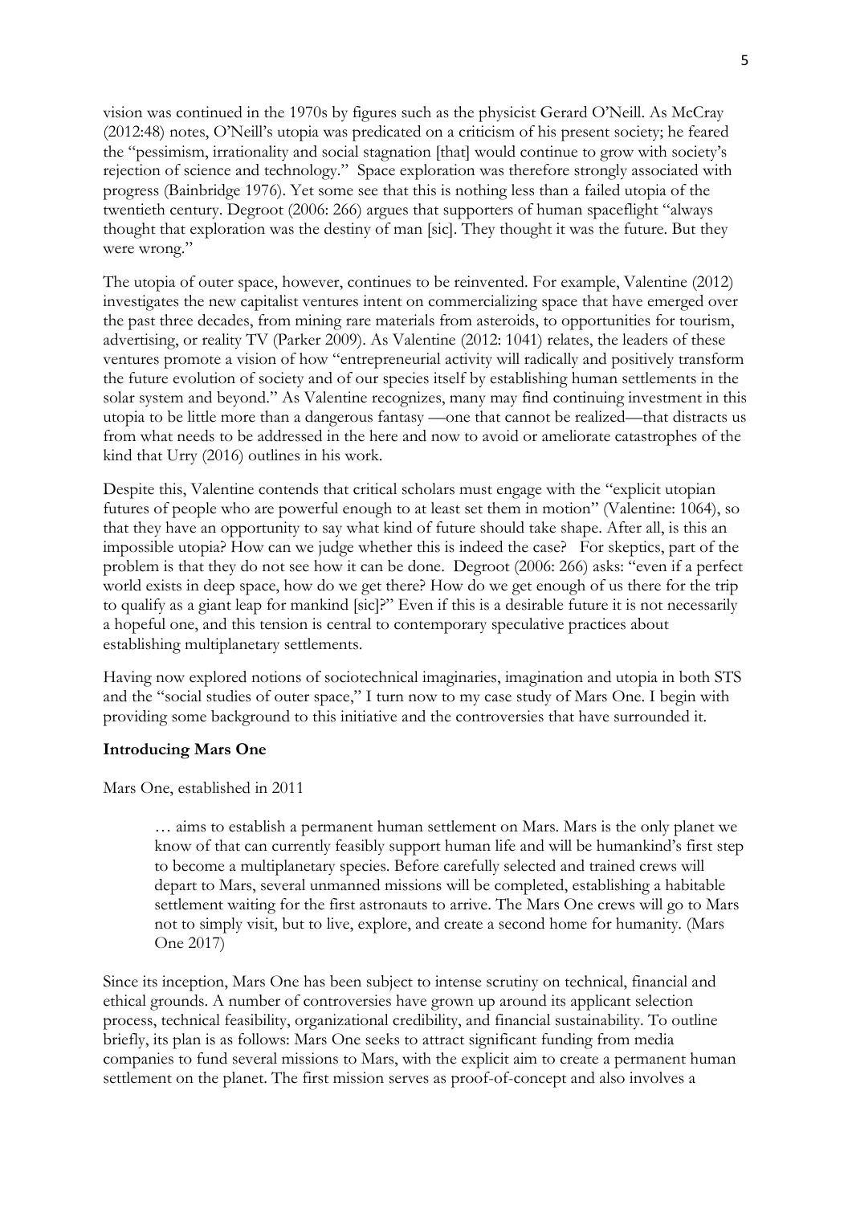vision was continued in the 1970s by figures such as the physicist Gerard O'Neill. As McCray (2012:48) notes, O'Neill's utopia was predicated on a criticism of his present society; he feared the "pessimism, irrationality and social stagnation [that] would continue to grow with society's rejection of science and technology." Space exploration was therefore strongly associated with progress (Bainbridge 1976). Yet some see that this is nothing less than a failed utopia of the twentieth century. Degroot (2006: 266) argues that supporters of human spaceflight "always thought that exploration was the destiny of man [sic]. They thought it was the future. But they were wrong."

The utopia of outer space, however, continues to be reinvented. For example, Valentine (2012) investigates the new capitalist ventures intent on commercializing space that have emerged over the past three decades, from mining rare materials from asteroids, to opportunities for tourism, advertising, or reality TV (Parker 2009). As Valentine (2012: 1041) relates, the leaders of these ventures promote a vision of how "entrepreneurial activity will radically and positively transform the future evolution of society and of our species itself by establishing human settlements in the solar system and beyond." As Valentine recognizes, many may find continuing investment in this utopia to be little more than a dangerous fantasy —one that cannot be realized—that distracts us from what needs to be addressed in the here and now to avoid or ameliorate catastrophes of the kind that Urry (2016) outlines in his work.

Despite this, Valentine contends that critical scholars must engage with the "explicit utopian futures of people who are powerful enough to at least set them in motion" (Valentine: 1064), so that they have an opportunity to say what kind of future should take shape. After all, is this an impossible utopia? How can we judge whether this is indeed the case? For skeptics, part of the problem is that they do not see how it can be done. Degroot (2006: 266) asks: "even if a perfect world exists in deep space, how do we get there? How do we get enough of us there for the trip to qualify as a giant leap for mankind [sic]?" Even if this is a desirable future it is not necessarily a hopeful one, and this tension is central to contemporary speculative practices about establishing multiplanetary settlements.

Having now explored notions of sociotechnical imaginaries, imagination and utopia in both STS and the "social studies of outer space," I turn now to my case study of Mars One. I begin with providing some background to this initiative and the controversies that have surrounded it.

**Introducing Mars One**

Mars One, established in 2011

> … aims to establish a permanent human settlement on Mars. Mars is the only planet we know of that can currently feasibly support human life and will be humankind's first step to become a multiplanetary species. Before carefully selected and trained crews will depart to Mars, several unmanned missions will be completed, establishing a habitable settlement waiting for the first astronauts to arrive. The Mars One crews will go to Mars not to simply visit, but to live, explore, and create a second home for humanity. (Mars One 2017)

Since its inception, Mars One has been subject to intense scrutiny on technical, financial and ethical grounds. A number of controversies have grown up around its applicant selection process, technical feasibility, organizational credibility, and financial sustainability. To outline briefly, its plan is as follows: Mars One seeks to attract significant funding from media companies to fund several missions to Mars, with the explicit aim to create a permanent human settlement on the planet. The first mission serves as proof-of-concept and also involves a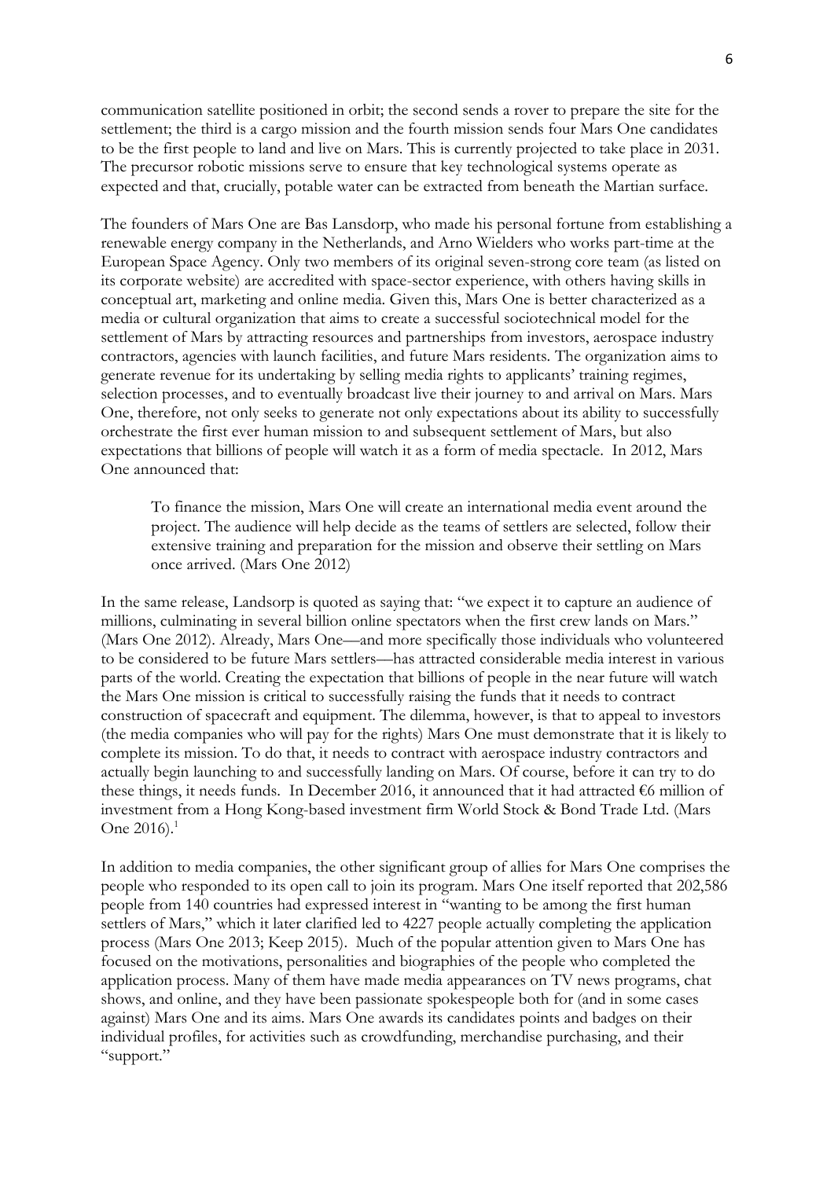communication satellite positioned in orbit; the second sends a rover to prepare the site for the settlement; the third is a cargo mission and the fourth mission sends four Mars One candidates to be the first people to land and live on Mars. This is currently projected to take place in 2031. The precursor robotic missions serve to ensure that key technological systems operate as expected and that, crucially, potable water can be extracted from beneath the Martian surface.

The founders of Mars One are Bas Lansdorp, who made his personal fortune from establishing a renewable energy company in the Netherlands, and Arno Wielders who works part-time at the European Space Agency. Only two members of its original seven-strong core team (as listed on its corporate website) are accredited with space-sector experience, with others having skills in conceptual art, marketing and online media. Given this, Mars One is better characterized as a media or cultural organization that aims to create a successful sociotechnical model for the settlement of Mars by attracting resources and partnerships from investors, aerospace industry contractors, agencies with launch facilities, and future Mars residents. The organization aims to generate revenue for its undertaking by selling media rights to applicants' training regimes, selection processes, and to eventually broadcast live their journey to and arrival on Mars. Mars One, therefore, not only seeks to generate not only expectations about its ability to successfully orchestrate the first ever human mission to and subsequent settlement of Mars, but also expectations that billions of people will watch it as a form of media spectacle. In 2012, Mars One announced that:

> To finance the mission, Mars One will create an international media event around the project. The audience will help decide as the teams of settlers are selected, follow their extensive training and preparation for the mission and observe their settling on Mars once arrived. (Mars One 2012)

In the same release, Landsorp is quoted as saying that: "we expect it to capture an audience of millions, culminating in several billion online spectators when the first crew lands on Mars." (Mars One 2012). Already, Mars One—and more specifically those individuals who volunteered to be considered to be future Mars settlers—has attracted considerable media interest in various parts of the world. Creating the expectation that billions of people in the near future will watch the Mars One mission is critical to successfully raising the funds that it needs to contract construction of spacecraft and equipment. The dilemma, however, is that to appeal to investors (the media companies who will pay for the rights) Mars One must demonstrate that it is likely to complete its mission. To do that, it needs to contract with aerospace industry contractors and actually begin launching to and successfully landing on Mars. Of course, before it can try to do these things, it needs funds. In December 2016, it announced that it had attracted €6 million of investment from a Hong Kong-based investment firm World Stock & Bond Trade Ltd. (Mars One 2016).[1]

In addition to media companies, the other significant group of allies for Mars One comprises the people who responded to its open call to join its program. Mars One itself reported that 202,586 people from 140 countries had expressed interest in "wanting to be among the first human settlers of Mars," which it later clarified led to 4227 people actually completing the application process (Mars One 2013; Keep 2015). Much of the popular attention given to Mars One has focused on the motivations, personalities and biographies of the people who completed the application process. Many of them have made media appearances on TV news programs, chat shows, and online, and they have been passionate spokespeople both for (and in some cases against) Mars One and its aims. Mars One awards its candidates points and badges on their individual profiles, for activities such as crowdfunding, merchandise purchasing, and their "support."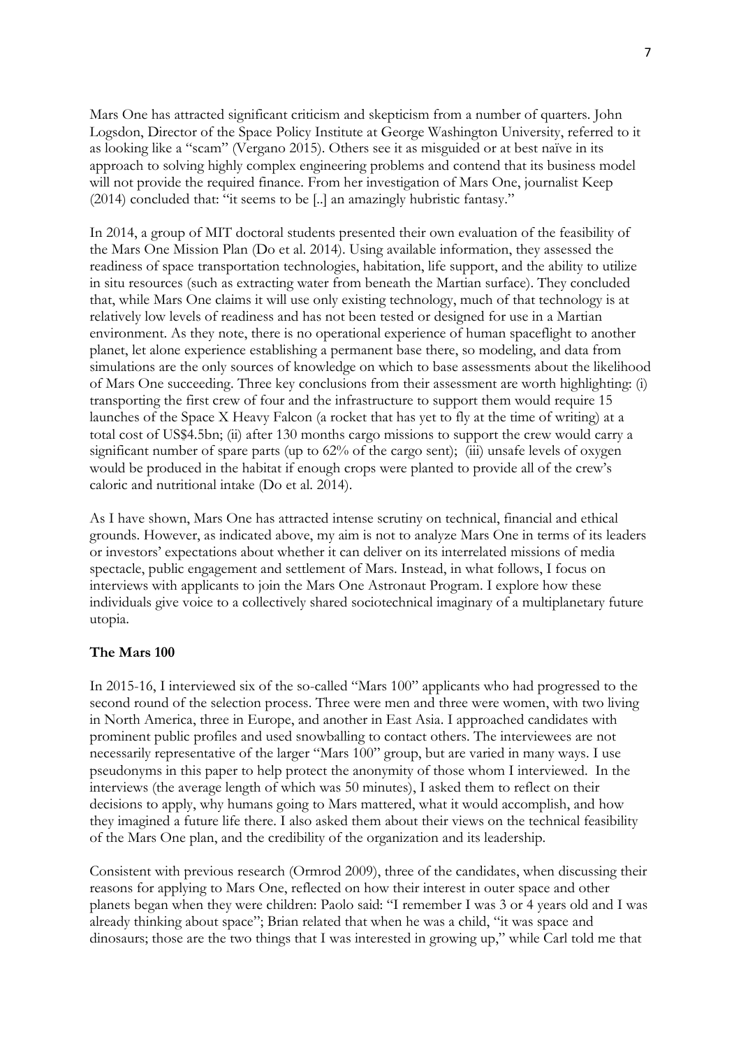Mars One has attracted significant criticism and skepticism from a number of quarters. John Logsdon, Director of the Space Policy Institute at George Washington University, referred to it as looking like a "scam" (Vergano 2015). Others see it as misguided or at best naïve in its approach to solving highly complex engineering problems and contend that its business model will not provide the required finance. From her investigation of Mars One, journalist Keep (2014) concluded that: "it seems to be [..] an amazingly hubristic fantasy."

In 2014, a group of MIT doctoral students presented their own evaluation of the feasibility of the Mars One Mission Plan (Do et al. 2014). Using available information, they assessed the readiness of space transportation technologies, habitation, life support, and the ability to utilize in situ resources (such as extracting water from beneath the Martian surface). They concluded that, while Mars One claims it will use only existing technology, much of that technology is at relatively low levels of readiness and has not been tested or designed for use in a Martian environment. As they note, there is no operational experience of human spaceflight to another planet, let alone experience establishing a permanent base there, so modeling, and data from simulations are the only sources of knowledge on which to base assessments about the likelihood of Mars One succeeding. Three key conclusions from their assessment are worth highlighting: (i) transporting the first crew of four and the infrastructure to support them would require 15 launches of the Space X Heavy Falcon (a rocket that has yet to fly at the time of writing) at a total cost of US$4.5bn; (ii) after 130 months cargo missions to support the crew would carry a significant number of spare parts (up to 62% of the cargo sent); (iii) unsafe levels of oxygen would be produced in the habitat if enough crops were planted to provide all of the crew's caloric and nutritional intake (Do et al. 2014).

As I have shown, Mars One has attracted intense scrutiny on technical, financial and ethical grounds. However, as indicated above, my aim is not to analyze Mars One in terms of its leaders or investors' expectations about whether it can deliver on its interrelated missions of media spectacle, public engagement and settlement of Mars. Instead, in what follows, I focus on interviews with applicants to join the Mars One Astronaut Program. I explore how these individuals give voice to a collectively shared sociotechnical imaginary of a multiplanetary future utopia.

## The Mars 100

In 2015-16, I interviewed six of the so-called "Mars 100" applicants who had progressed to the second round of the selection process. Three were men and three were women, with two living in North America, three in Europe, and another in East Asia. I approached candidates with prominent public profiles and used snowballing to contact others. The interviewees are not necessarily representative of the larger "Mars 100" group, but are varied in many ways. I use pseudonyms in this paper to help protect the anonymity of those whom I interviewed. In the interviews (the average length of which was 50 minutes), I asked them to reflect on their decisions to apply, why humans going to Mars mattered, what it would accomplish, and how they imagined a future life there. I also asked them about their views on the technical feasibility of the Mars One plan, and the credibility of the organization and its leadership.

Consistent with previous research (Ormrod 2009), three of the candidates, when discussing their reasons for applying to Mars One, reflected on how their interest in outer space and other planets began when they were children: Paolo said: "I remember I was 3 or 4 years old and I was already thinking about space"; Brian related that when he was a child, "it was space and dinosaurs; those are the two things that I was interested in growing up," while Carl told me that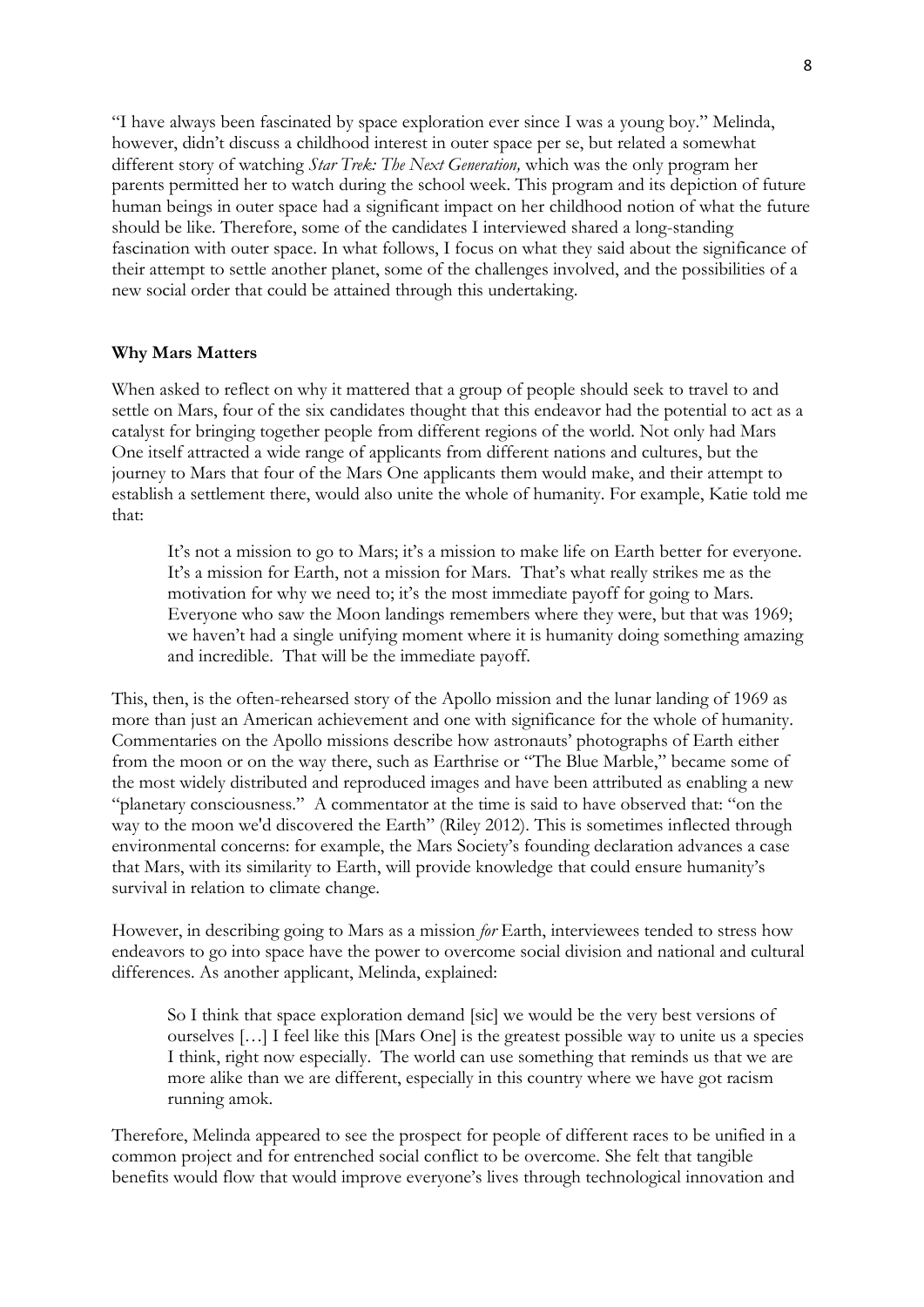"I have always been fascinated by space exploration ever since I was a young boy." Melinda, however, didn't discuss a childhood interest in outer space per se, but related a somewhat different story of watching *Star Trek: The Next Generation,* which was the only program her parents permitted her to watch during the school week. This program and its depiction of future human beings in outer space had a significant impact on her childhood notion of what the future should be like. Therefore, some of the candidates I interviewed shared a long-standing fascination with outer space. In what follows, I focus on what they said about the significance of their attempt to settle another planet, some of the challenges involved, and the possibilities of a new social order that could be attained through this undertaking.

## Why Mars Matters

When asked to reflect on why it mattered that a group of people should seek to travel to and settle on Mars, four of the six candidates thought that this endeavor had the potential to act as a catalyst for bringing together people from different regions of the world. Not only had Mars One itself attracted a wide range of applicants from different nations and cultures, but the journey to Mars that four of the Mars One applicants them would make, and their attempt to establish a settlement there, would also unite the whole of humanity. For example, Katie told me that:

> It's not a mission to go to Mars; it's a mission to make life on Earth better for everyone. It's a mission for Earth, not a mission for Mars. That's what really strikes me as the motivation for why we need to; it's the most immediate payoff for going to Mars. Everyone who saw the Moon landings remembers where they were, but that was 1969; we haven't had a single unifying moment where it is humanity doing something amazing and incredible. That will be the immediate payoff.

This, then, is the often-rehearsed story of the Apollo mission and the lunar landing of 1969 as more than just an American achievement and one with significance for the whole of humanity. Commentaries on the Apollo missions describe how astronauts' photographs of Earth either from the moon or on the way there, such as Earthrise or "The Blue Marble," became some of the most widely distributed and reproduced images and have been attributed as enabling a new "planetary consciousness." A commentator at the time is said to have observed that: "on the way to the moon we'd discovered the Earth" (Riley 2012). This is sometimes inflected through environmental concerns: for example, the Mars Society's founding declaration advances a case that Mars, with its similarity to Earth, will provide knowledge that could ensure humanity's survival in relation to climate change.

However, in describing going to Mars as a mission *for* Earth, interviewees tended to stress how endeavors to go into space have the power to overcome social division and national and cultural differences. As another applicant, Melinda, explained:

> So I think that space exploration demand [sic] we would be the very best versions of ourselves […] I feel like this [Mars One] is the greatest possible way to unite us a species I think, right now especially. The world can use something that reminds us that we are more alike than we are different, especially in this country where we have got racism running amok.

Therefore, Melinda appeared to see the prospect for people of different races to be unified in a common project and for entrenched social conflict to be overcome. She felt that tangible benefits would flow that would improve everyone's lives through technological innovation and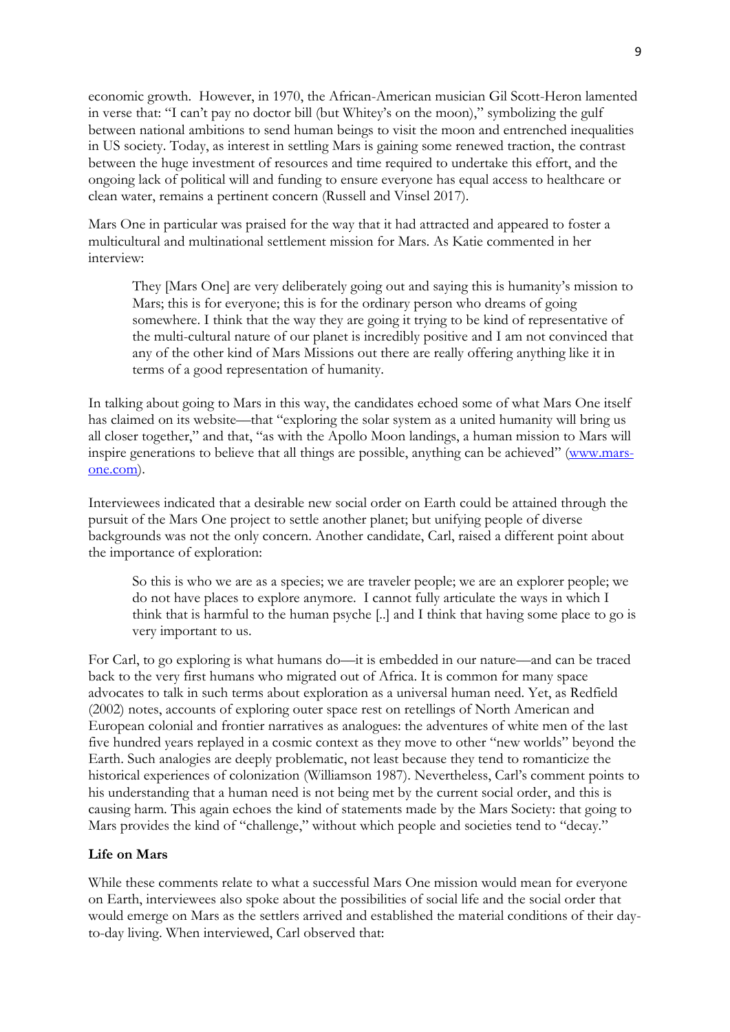economic growth. However, in 1970, the African-American musician Gil Scott-Heron lamented in verse that: "I can't pay no doctor bill (but Whitey's on the moon)," symbolizing the gulf between national ambitions to send human beings to visit the moon and entrenched inequalities in US society. Today, as interest in settling Mars is gaining some renewed traction, the contrast between the huge investment of resources and time required to undertake this effort, and the ongoing lack of political will and funding to ensure everyone has equal access to healthcare or clean water, remains a pertinent concern (Russell and Vinsel 2017).

Mars One in particular was praised for the way that it had attracted and appeared to foster a multicultural and multinational settlement mission for Mars. As Katie commented in her interview:

> They [Mars One] are very deliberately going out and saying this is humanity's mission to Mars; this is for everyone; this is for the ordinary person who dreams of going somewhere. I think that the way they are going it trying to be kind of representative of the multi-cultural nature of our planet is incredibly positive and I am not convinced that any of the other kind of Mars Missions out there are really offering anything like it in terms of a good representation of humanity.

In talking about going to Mars in this way, the candidates echoed some of what Mars One itself has claimed on its website—that "exploring the solar system as a united humanity will bring us all closer together," and that, "as with the Apollo Moon landings, a human mission to Mars will inspire generations to believe that all things are possible, anything can be achieved" (www.mars-one.com).

Interviewees indicated that a desirable new social order on Earth could be attained through the pursuit of the Mars One project to settle another planet; but unifying people of diverse backgrounds was not the only concern. Another candidate, Carl, raised a different point about the importance of exploration:

> So this is who we are as a species; we are traveler people; we are an explorer people; we do not have places to explore anymore. I cannot fully articulate the ways in which I think that is harmful to the human psyche [..] and I think that having some place to go is very important to us.

For Carl, to go exploring is what humans do—it is embedded in our nature—and can be traced back to the very first humans who migrated out of Africa. It is common for many space advocates to talk in such terms about exploration as a universal human need. Yet, as Redfield (2002) notes, accounts of exploring outer space rest on retellings of North American and European colonial and frontier narratives as analogues: the adventures of white men of the last five hundred years replayed in a cosmic context as they move to other "new worlds" beyond the Earth. Such analogies are deeply problematic, not least because they tend to romanticize the historical experiences of colonization (Williamson 1987). Nevertheless, Carl's comment points to his understanding that a human need is not being met by the current social order, and this is causing harm. This again echoes the kind of statements made by the Mars Society: that going to Mars provides the kind of "challenge," without which people and societies tend to "decay."

**Life on Mars**

While these comments relate to what a successful Mars One mission would mean for everyone on Earth, interviewees also spoke about the possibilities of social life and the social order that would emerge on Mars as the settlers arrived and established the material conditions of their day-to-day living. When interviewed, Carl observed that: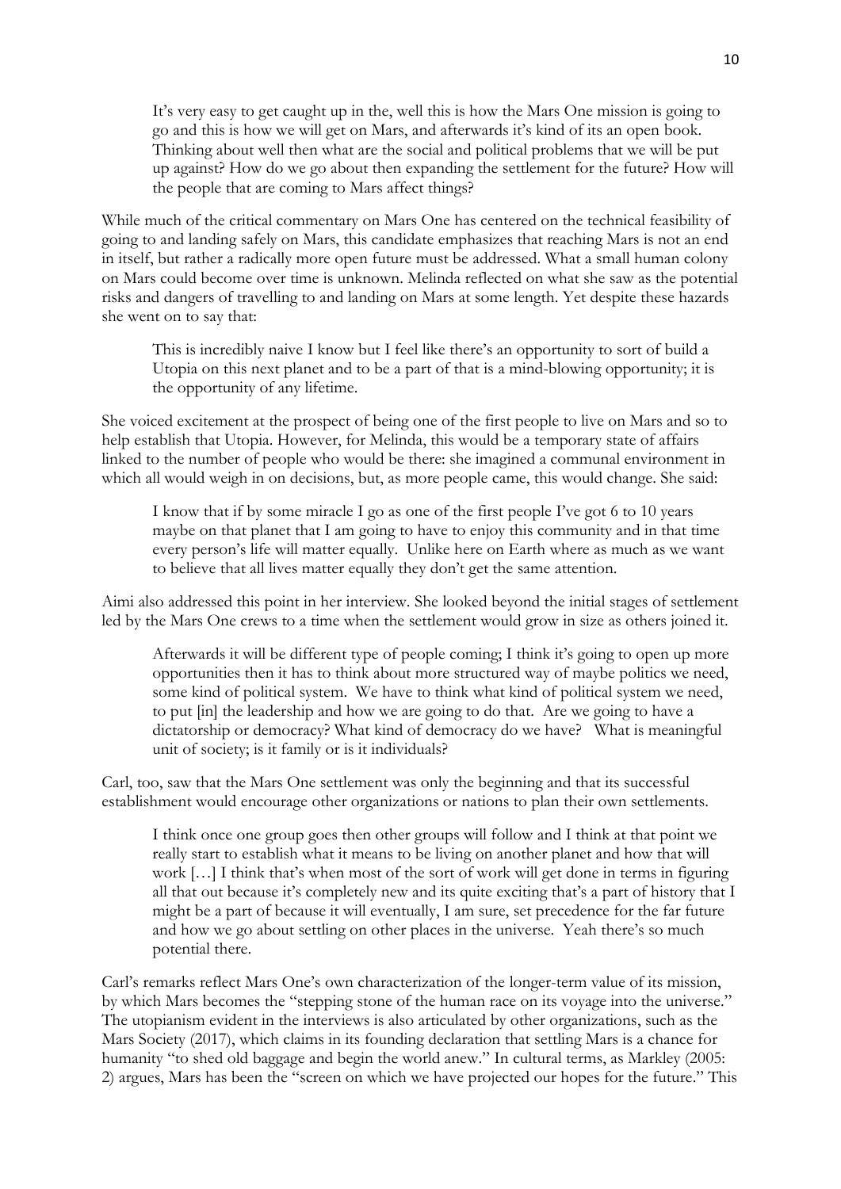> It's very easy to get caught up in the, well this is how the Mars One mission is going to go and this is how we will get on Mars, and afterwards it's kind of its an open book. Thinking about well then what are the social and political problems that we will be put up against? How do we go about then expanding the settlement for the future? How will the people that are coming to Mars affect things?

While much of the critical commentary on Mars One has centered on the technical feasibility of going to and landing safely on Mars, this candidate emphasizes that reaching Mars is not an end in itself, but rather a radically more open future must be addressed. What a small human colony on Mars could become over time is unknown. Melinda reflected on what she saw as the potential risks and dangers of travelling to and landing on Mars at some length. Yet despite these hazards she went on to say that:

> This is incredibly naive I know but I feel like there's an opportunity to sort of build a Utopia on this next planet and to be a part of that is a mind-blowing opportunity; it is the opportunity of any lifetime.

She voiced excitement at the prospect of being one of the first people to live on Mars and so to help establish that Utopia. However, for Melinda, this would be a temporary state of affairs linked to the number of people who would be there: she imagined a communal environment in which all would weigh in on decisions, but, as more people came, this would change. She said:

> I know that if by some miracle I go as one of the first people I've got 6 to 10 years maybe on that planet that I am going to have to enjoy this community and in that time every person's life will matter equally. Unlike here on Earth where as much as we want to believe that all lives matter equally they don't get the same attention.

Aimi also addressed this point in her interview. She looked beyond the initial stages of settlement led by the Mars One crews to a time when the settlement would grow in size as others joined it.

> Afterwards it will be different type of people coming; I think it's going to open up more opportunities then it has to think about more structured way of maybe politics we need, some kind of political system. We have to think what kind of political system we need, to put [in] the leadership and how we are going to do that. Are we going to have a dictatorship or democracy? What kind of democracy do we have? What is meaningful unit of society; is it family or is it individuals?

Carl, too, saw that the Mars One settlement was only the beginning and that its successful establishment would encourage other organizations or nations to plan their own settlements.

> I think once one group goes then other groups will follow and I think at that point we really start to establish what it means to be living on another planet and how that will work […] I think that's when most of the sort of work will get done in terms in figuring all that out because it's completely new and its quite exciting that's a part of history that I might be a part of because it will eventually, I am sure, set precedence for the far future and how we go about settling on other places in the universe. Yeah there's so much potential there.

Carl's remarks reflect Mars One's own characterization of the longer-term value of its mission, by which Mars becomes the "stepping stone of the human race on its voyage into the universe." The utopianism evident in the interviews is also articulated by other organizations, such as the Mars Society (2017), which claims in its founding declaration that settling Mars is a chance for humanity "to shed old baggage and begin the world anew." In cultural terms, as Markley (2005: 2) argues, Mars has been the "screen on which we have projected our hopes for the future." This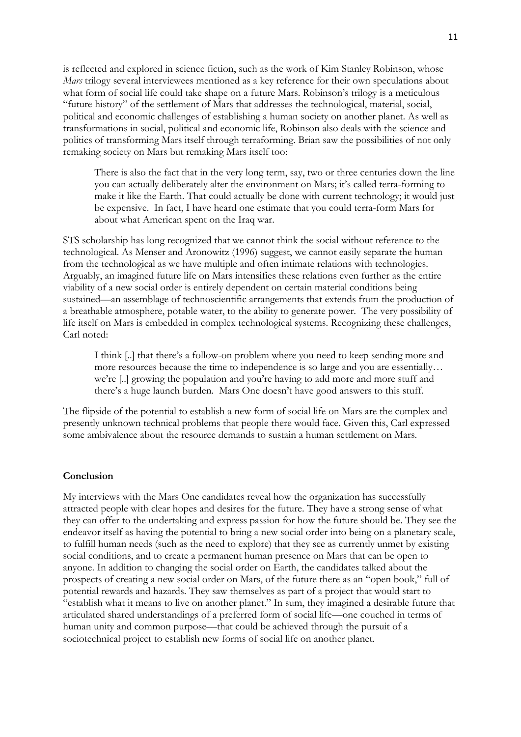is reflected and explored in science fiction, such as the work of Kim Stanley Robinson, whose *Mars* trilogy several interviewees mentioned as a key reference for their own speculations about what form of social life could take shape on a future Mars. Robinson's trilogy is a meticulous "future history" of the settlement of Mars that addresses the technological, material, social, political and economic challenges of establishing a human society on another planet. As well as transformations in social, political and economic life, Robinson also deals with the science and politics of transforming Mars itself through terraforming. Brian saw the possibilities of not only remaking society on Mars but remaking Mars itself too:

> There is also the fact that in the very long term, say, two or three centuries down the line you can actually deliberately alter the environment on Mars; it's called terra-forming to make it like the Earth. That could actually be done with current technology; it would just be expensive. In fact, I have heard one estimate that you could terra-form Mars for about what American spent on the Iraq war.

STS scholarship has long recognized that we cannot think the social without reference to the technological. As Menser and Aronowitz (1996) suggest, we cannot easily separate the human from the technological as we have multiple and often intimate relations with technologies. Arguably, an imagined future life on Mars intensifies these relations even further as the entire viability of a new social order is entirely dependent on certain material conditions being sustained—an assemblage of technoscientific arrangements that extends from the production of a breathable atmosphere, potable water, to the ability to generate power. The very possibility of life itself on Mars is embedded in complex technological systems. Recognizing these challenges, Carl noted:

> I think [..] that there's a follow-on problem where you need to keep sending more and more resources because the time to independence is so large and you are essentially… we're [..] growing the population and you're having to add more and more stuff and there's a huge launch burden. Mars One doesn't have good answers to this stuff.

The flipside of the potential to establish a new form of social life on Mars are the complex and presently unknown technical problems that people there would face. Given this, Carl expressed some ambivalence about the resource demands to sustain a human settlement on Mars.

## Conclusion

My interviews with the Mars One candidates reveal how the organization has successfully attracted people with clear hopes and desires for the future. They have a strong sense of what they can offer to the undertaking and express passion for how the future should be. They see the endeavor itself as having the potential to bring a new social order into being on a planetary scale, to fulfill human needs (such as the need to explore) that they see as currently unmet by existing social conditions, and to create a permanent human presence on Mars that can be open to anyone. In addition to changing the social order on Earth, the candidates talked about the prospects of creating a new social order on Mars, of the future there as an "open book," full of potential rewards and hazards. They saw themselves as part of a project that would start to "establish what it means to live on another planet." In sum, they imagined a desirable future that articulated shared understandings of a preferred form of social life—one couched in terms of human unity and common purpose—that could be achieved through the pursuit of a sociotechnical project to establish new forms of social life on another planet.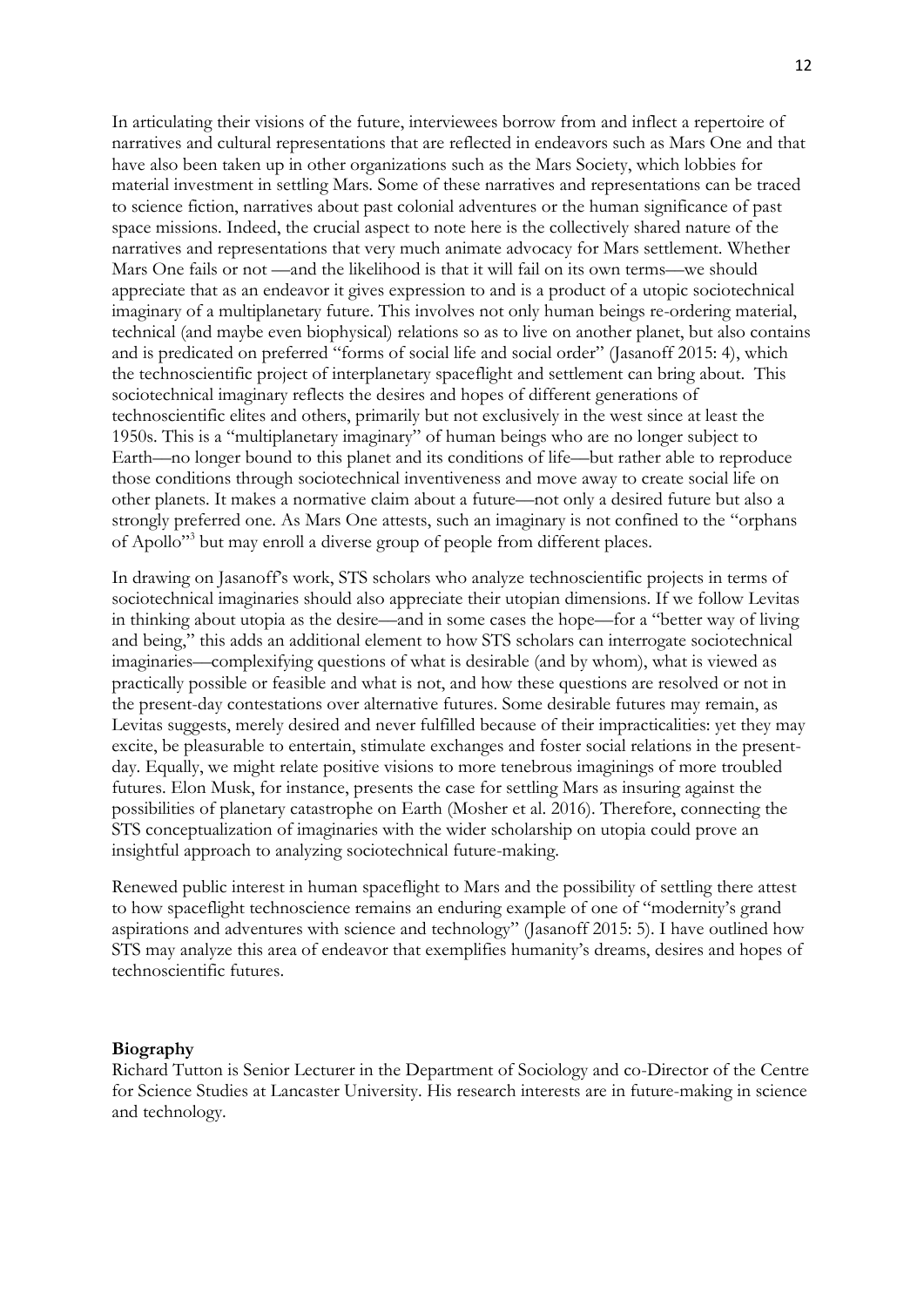In articulating their visions of the future, interviewees borrow from and inflect a repertoire of narratives and cultural representations that are reflected in endeavors such as Mars One and that have also been taken up in other organizations such as the Mars Society, which lobbies for material investment in settling Mars. Some of these narratives and representations can be traced to science fiction, narratives about past colonial adventures or the human significance of past space missions. Indeed, the crucial aspect to note here is the collectively shared nature of the narratives and representations that very much animate advocacy for Mars settlement. Whether Mars One fails or not —and the likelihood is that it will fail on its own terms—we should appreciate that as an endeavor it gives expression to and is a product of a utopic sociotechnical imaginary of a multiplanetary future. This involves not only human beings re-ordering material, technical (and maybe even biophysical) relations so as to live on another planet, but also contains and is predicated on preferred "forms of social life and social order" (Jasanoff 2015: 4), which the technoscientific project of interplanetary spaceflight and settlement can bring about. This sociotechnical imaginary reflects the desires and hopes of different generations of technoscientific elites and others, primarily but not exclusively in the west since at least the 1950s. This is a "multiplanetary imaginary" of human beings who are no longer subject to Earth—no longer bound to this planet and its conditions of life—but rather able to reproduce those conditions through sociotechnical inventiveness and move away to create social life on other planets. It makes a normative claim about a future—not only a desired future but also a strongly preferred one. As Mars One attests, such an imaginary is not confined to the "orphans of Apollo"[3] but may enroll a diverse group of people from different places.

In drawing on Jasanoff's work, STS scholars who analyze technoscientific projects in terms of sociotechnical imaginaries should also appreciate their utopian dimensions. If we follow Levitas in thinking about utopia as the desire—and in some cases the hope—for a "better way of living and being," this adds an additional element to how STS scholars can interrogate sociotechnical imaginaries—complexifying questions of what is desirable (and by whom), what is viewed as practically possible or feasible and what is not, and how these questions are resolved or not in the present-day contestations over alternative futures. Some desirable futures may remain, as Levitas suggests, merely desired and never fulfilled because of their impracticalities: yet they may excite, be pleasurable to entertain, stimulate exchanges and foster social relations in the present-day. Equally, we might relate positive visions to more tenebrous imaginings of more troubled futures. Elon Musk, for instance, presents the case for settling Mars as insuring against the possibilities of planetary catastrophe on Earth (Mosher et al. 2016). Therefore, connecting the STS conceptualization of imaginaries with the wider scholarship on utopia could prove an insightful approach to analyzing sociotechnical future-making.

Renewed public interest in human spaceflight to Mars and the possibility of settling there attest to how spaceflight technoscience remains an enduring example of one of "modernity's grand aspirations and adventures with science and technology" (Jasanoff 2015: 5). I have outlined how STS may analyze this area of endeavor that exemplifies humanity's dreams, desires and hopes of technoscientific futures.

**Biography**

Richard Tutton is Senior Lecturer in the Department of Sociology and co-Director of the Centre for Science Studies at Lancaster University. His research interests are in future-making in science and technology.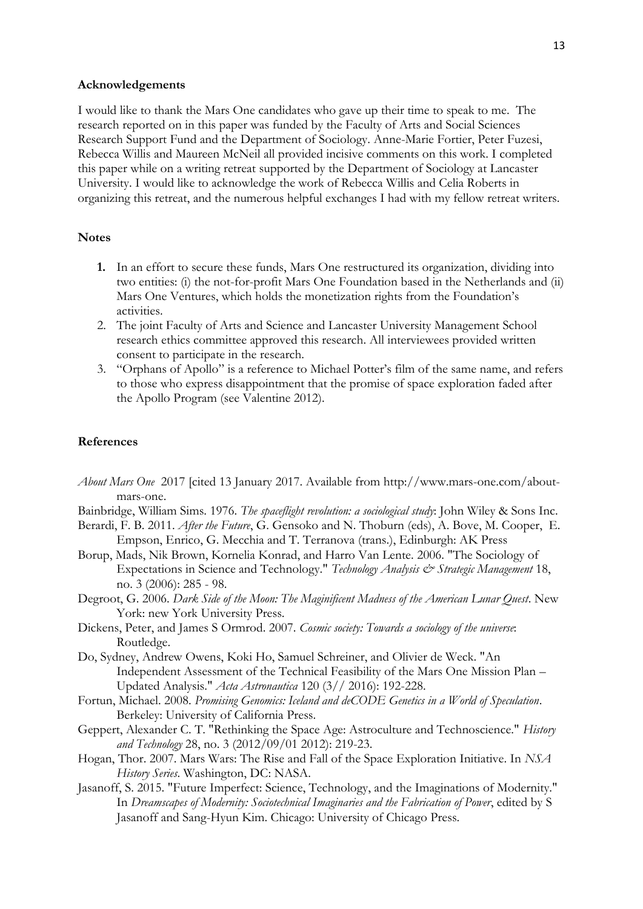### Acknowledgements

I would like to thank the Mars One candidates who gave up their time to speak to me. The research reported on in this paper was funded by the Faculty of Arts and Social Sciences Research Support Fund and the Department of Sociology. Anne-Marie Fortier, Peter Fuzesi, Rebecca Willis and Maureen McNeil all provided incisive comments on this work. I completed this paper while on a writing retreat supported by the Department of Sociology at Lancaster University. I would like to acknowledge the work of Rebecca Willis and Celia Roberts in organizing this retreat, and the numerous helpful exchanges I had with my fellow retreat writers.

### Notes

1. In an effort to secure these funds, Mars One restructured its organization, dividing into two entities: (i) the not-for-profit Mars One Foundation based in the Netherlands and (ii) Mars One Ventures, which holds the monetization rights from the Foundation's activities.
2. The joint Faculty of Arts and Science and Lancaster University Management School research ethics committee approved this research. All interviewees provided written consent to participate in the research.
3. "Orphans of Apollo" is a reference to Michael Potter's film of the same name, and refers to those who express disappointment that the promise of space exploration faded after the Apollo Program (see Valentine 2012).

### References

*About Mars One* 2017 [cited 13 January 2017. Available from http://www.mars-one.com/about-mars-one.

Bainbridge, William Sims. 1976. *The spaceflight revolution: a sociological study*: John Wiley & Sons Inc.

Berardi, F. B. 2011. *After the Future*, G. Gensoko and N. Thoburn (eds), A. Bove, M. Cooper, E. Empson, Enrico, G. Mecchia and T. Terranova (trans.), Edinburgh: AK Press

Borup, Mads, Nik Brown, Kornelia Konrad, and Harro Van Lente. 2006. "The Sociology of Expectations in Science and Technology." *Technology Analysis & Strategic Management* 18, no. 3 (2006): 285 - 98.

Degroot, G. 2006. *Dark Side of the Moon: The Maginificent Madness of the American Lunar Quest*. New York: new York University Press.

Dickens, Peter, and James S Ormrod. 2007. *Cosmic society: Towards a sociology of the universe*: Routledge.

Do, Sydney, Andrew Owens, Koki Ho, Samuel Schreiner, and Olivier de Weck. "An Independent Assessment of the Technical Feasibility of the Mars One Mission Plan – Updated Analysis." *Acta Astronautica* 120 (3// 2016): 192-228.

Fortun, Michael. 2008. *Promising Genomics: Iceland and deCODE Genetics in a World of Speculation*. Berkeley: University of California Press.

Geppert, Alexander C. T. "Rethinking the Space Age: Astroculture and Technoscience." *History and Technology* 28, no. 3 (2012/09/01 2012): 219-23.

Hogan, Thor. 2007. Mars Wars: The Rise and Fall of the Space Exploration Initiative. In *NSA History Series*. Washington, DC: NASA.

Jasanoff, S. 2015. "Future Imperfect: Science, Technology, and the Imaginations of Modernity." In *Dreamscapes of Modernity: Sociotechnical Imaginaries and the Fabrication of Power*, edited by S Jasanoff and Sang-Hyun Kim. Chicago: University of Chicago Press.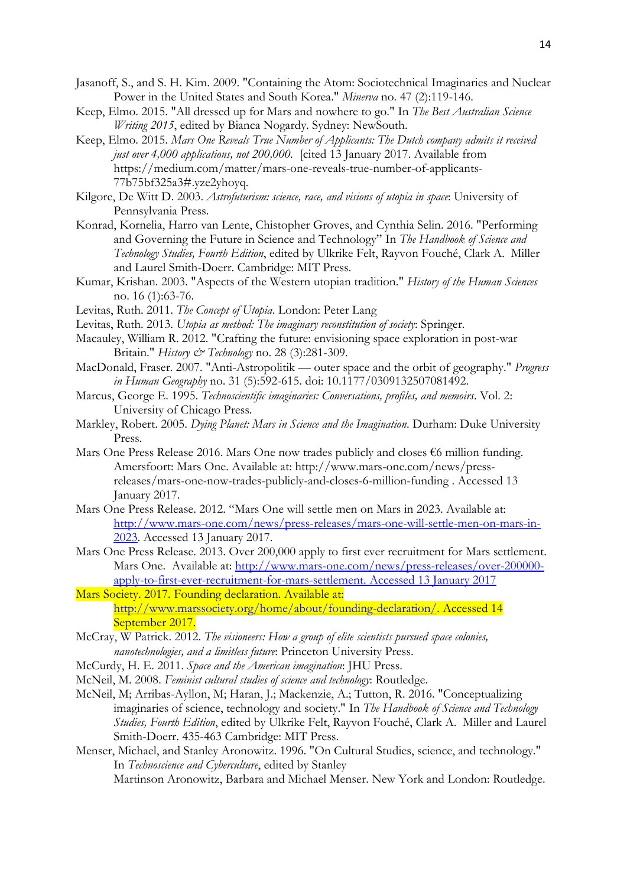Jasanoff, S., and S. H. Kim. 2009. "Containing the Atom: Sociotechnical Imaginaries and Nuclear Power in the United States and South Korea." *Minerva* no. 47 (2):119-146.

Keep, Elmo. 2015. "All dressed up for Mars and nowhere to go." In *The Best Australian Science Writing 2015*, edited by Bianca Nogardy. Sydney: NewSouth.

Keep, Elmo. 2015. *Mars One Reveals True Number of Applicants: The Dutch company admits it received just over 4,000 applications, not 200,000.* [cited 13 January 2017. Available from https://medium.com/matter/mars-one-reveals-true-number-of-applicants-77b75bf325a3#.yze2yhoyq.

Kilgore, De Witt D. 2003. *Astrofuturism: science, race, and visions of utopia in space*: University of Pennsylvania Press.

Konrad, Kornelia, Harro van Lente, Chistopher Groves, and Cynthia Selin. 2016. "Performing and Governing the Future in Science and Technology" In *The Handbook of Science and Technology Studies, Fourth Edition*, edited by Ulkrike Felt, Rayvon Fouché, Clark A. Miller and Laurel Smith-Doerr. Cambridge: MIT Press.

Kumar, Krishan. 2003. "Aspects of the Western utopian tradition." *History of the Human Sciences* no. 16 (1):63-76.

Levitas, Ruth. 2011. *The Concept of Utopia*. London: Peter Lang

Levitas, Ruth. 2013. *Utopia as method: The imaginary reconstitution of society*: Springer.

Macauley, William R. 2012. "Crafting the future: envisioning space exploration in post-war Britain." *History & Technology* no. 28 (3):281-309.

MacDonald, Fraser. 2007. "Anti-Astropolitik — outer space and the orbit of geography." *Progress in Human Geography* no. 31 (5):592-615. doi: 10.1177/0309132507081492.

Marcus, George E. 1995. *Technoscientific imaginaries: Conversations, profiles, and memoirs*. Vol. 2: University of Chicago Press.

Markley, Robert. 2005. *Dying Planet: Mars in Science and the Imagination*. Durham: Duke University Press.

Mars One Press Release 2016. Mars One now trades publicly and closes €6 million funding. Amersfoort: Mars One. Available at: http://www.mars-one.com/news/press-releases/mars-one-now-trades-publicly-and-closes-6-million-funding . Accessed 13 January 2017.

Mars One Press Release. 2012. "Mars One will settle men on Mars in 2023. Available at: http://www.mars-one.com/news/press-releases/mars-one-will-settle-men-on-mars-in-2023. Accessed 13 January 2017.

Mars One Press Release. 2013. Over 200,000 apply to first ever recruitment for Mars settlement. Mars One. Available at: http://www.mars-one.com/news/press-releases/over-200000-apply-to-first-ever-recruitment-for-mars-settlement. Accessed 13 January 2017

Mars Society. 2017. Founding declaration. Available at: http://www.marssociety.org/home/about/founding-declaration/. Accessed 14 September 2017.

McCray, W Patrick. 2012. *The visioneers: How a group of elite scientists pursued space colonies, nanotechnologies, and a limitless future*: Princeton University Press.

McCurdy, H. E. 2011. *Space and the American imagination*: JHU Press.

McNeil, M. 2008. *Feminist cultural studies of science and technology*: Routledge.

McNeil, M; Arribas-Ayllon, M; Haran, J.; Mackenzie, A.; Tutton, R. 2016. "Conceptualizing imaginaries of science, technology and society." In *The Handbook of Science and Technology Studies, Fourth Edition*, edited by Ulkrike Felt, Rayvon Fouché, Clark A. Miller and Laurel Smith-Doerr. 435-463 Cambridge: MIT Press.

Menser, Michael, and Stanley Aronowitz. 1996. "On Cultural Studies, science, and technology." In *Technoscience and Cyberculture*, edited by Stanley Martinson Aronowitz, Barbara and Michael Menser. New York and London: Routledge.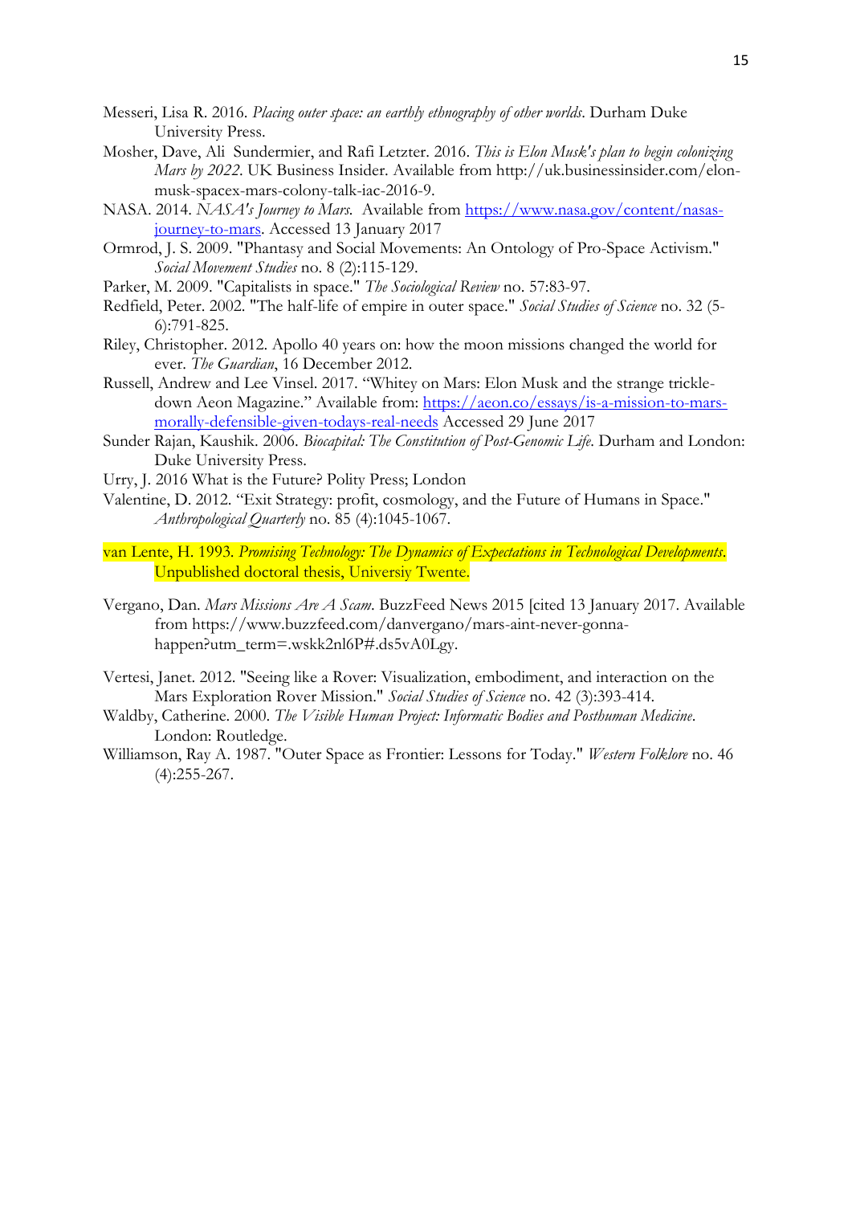Messeri, Lisa R. 2016. *Placing outer space: an earthly ethnography of other worlds*. Durham Duke University Press.

Mosher, Dave, Ali Sundermier, and Rafi Letzter. 2016. *This is Elon Musk's plan to begin colonizing Mars by 2022*. UK Business Insider. Available from http://uk.businessinsider.com/elon-musk-spacex-mars-colony-talk-iac-2016-9.

NASA. 2014. *NASA's Journey to Mars*. Available from [https://www.nasa.gov/content/nasas-journey-to-mars](https://www.nasa.gov/content/nasas-journey-to-mars). Accessed 13 January 2017

Ormrod, J. S. 2009. "Phantasy and Social Movements: An Ontology of Pro-Space Activism." *Social Movement Studies* no. 8 (2):115-129.

Parker, M. 2009. "Capitalists in space." *The Sociological Review* no. 57:83-97.

Redfield, Peter. 2002. "The half-life of empire in outer space." *Social Studies of Science* no. 32 (5-6):791-825.

Riley, Christopher. 2012. Apollo 40 years on: how the moon missions changed the world for ever. *The Guardian*, 16 December 2012.

Russell, Andrew and Lee Vinsel. 2017. "Whitey on Mars: Elon Musk and the strange trickle-down Aeon Magazine." Available from: [https://aeon.co/essays/is-a-mission-to-mars-morally-defensible-given-todays-real-needs](https://aeon.co/essays/is-a-mission-to-mars-morally-defensible-given-todays-real-needs) Accessed 29 June 2017

Sunder Rajan, Kaushik. 2006. *Biocapital: The Constitution of Post-Genomic Life*. Durham and London: Duke University Press.

Urry, J. 2016 What is the Future? Polity Press; London

Valentine, D. 2012. "Exit Strategy: profit, cosmology, and the Future of Humans in Space." *Anthropological Quarterly* no. 85 (4):1045-1067.

van Lente, H. 1993. *Promising Technology: The Dynamics of Expectations in Technological Developments*. Unpublished doctoral thesis, Universiy Twente.

Vergano, Dan. *Mars Missions Are A Scam*. BuzzFeed News 2015 [cited 13 January 2017. Available from https://www.buzzfeed.com/danvergano/mars-aint-never-gonna-happen?utm_term=.wskk2nl6P#.ds5vA0Lgy.

Vertesi, Janet. 2012. "Seeing like a Rover: Visualization, embodiment, and interaction on the Mars Exploration Rover Mission." *Social Studies of Science* no. 42 (3):393-414.

Waldby, Catherine. 2000. *The Visible Human Project: Informatic Bodies and Posthuman Medicine*. London: Routledge.

Williamson, Ray A. 1987. "Outer Space as Frontier: Lessons for Today." *Western Folklore* no. 46 (4):255-267.